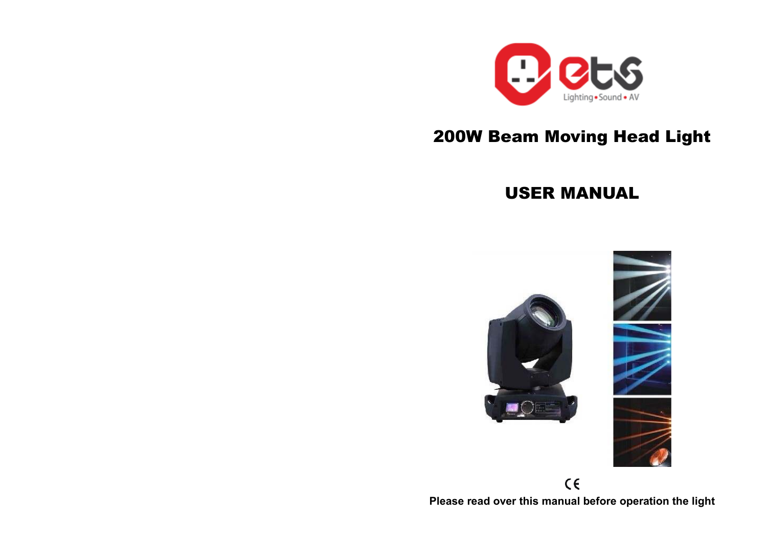# 200W Beam Moving Head Light

# USER MANUAL

CE

**Please read over this manual before operation the light**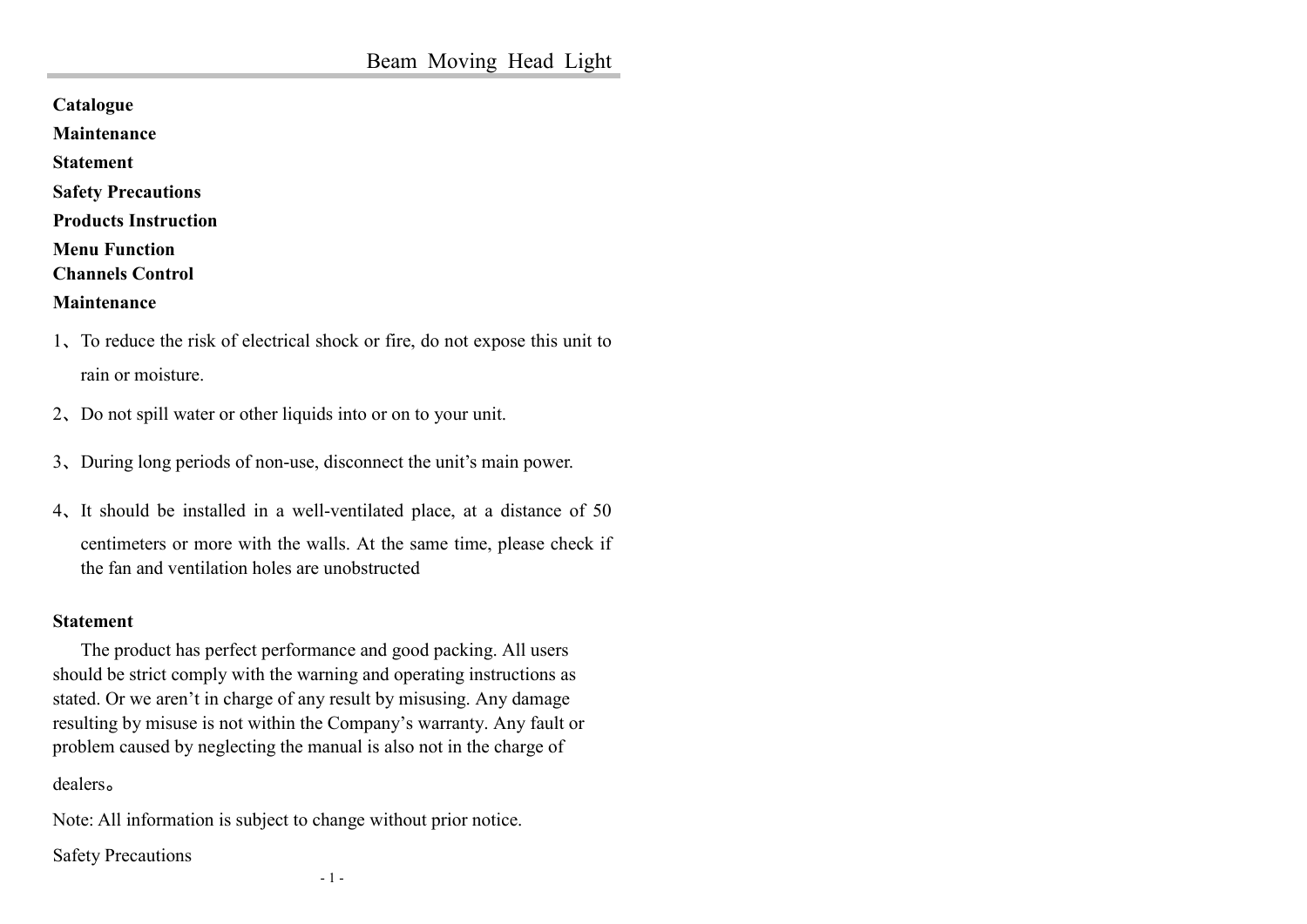**Catalogue**

**Maintenance**

**Statement**

**Safety Precautions**

**Products Instruction**

**Menu Function**

**Channels Control**

**Maintenance**

1、To reduce the risk of electrical shock or fire, do not expose this unit to rain or moisture.

2、Do not spill water or other liquids into or on to your unit.

3、During long periods of non-use, disconnect the unit's main power.

4、It should be installed in a well-ventilated place, at a distance of 50 centimeters or more with the walls. At the same time, please check if the fan and ventilation holes are unobstructed

**Statement**

The product has perfect performance and good packing. All users should be strict comply with the warning and operating instructions as stated. Or we aren't in charge of any result by misusing. Any damage resulting by misuse is not within the Company's warranty. Any fault or problem caused by neglecting the manual is also not in the charge of dealers。

Note: All information is subject to change without prior notice.

Safety Precautions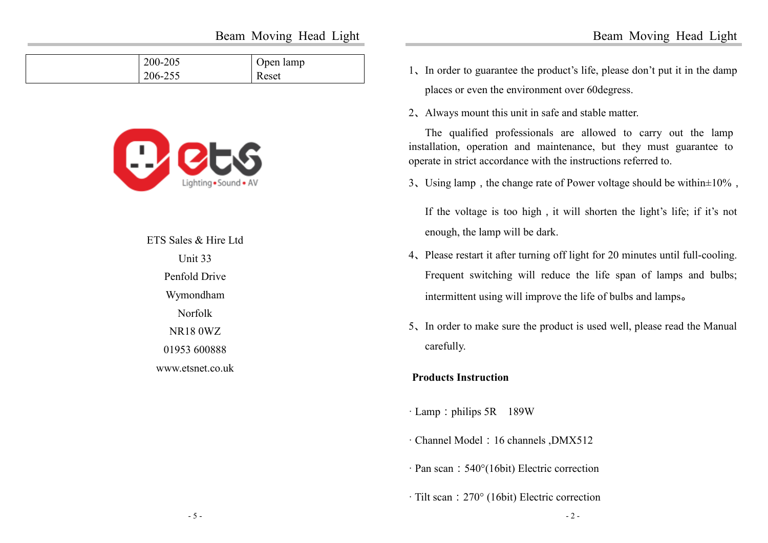|  | 200-205<br>206-255 | Open lamp<br>Reset |
|---|---|---|

ETS Sales & Hire Ltd
Unit 33
Penfold Drive
Wymondham
Norfolk
NR18 0WZ
01953 600888
www.etsnet.co.uk

1、In order to guarantee the product's life, please don't put it in the damp places or even the environment over 60degress.

2、Always mount this unit in safe and stable matter.

The qualified professionals are allowed to carry out the lamp installation, operation and maintenance, but they must guarantee to operate in strict accordance with the instructions referred to.

3、Using lamp，the change rate of Power voltage should be within±10%，

If the voltage is too high，it will shorten the light's life; if it's not enough, the lamp will be dark.

4、Please restart it after turning off light for 20 minutes until full-cooling. Frequent switching will reduce the life span of lamps and bulbs; intermittent using will improve the life of bulbs and lamps。

5、In order to make sure the product is used well, please read the Manual carefully.

**Products Instruction**

· Lamp：philips 5R  189W

· Channel Model：16 channels ,DMX512

· Pan scan：540°(16bit) Electric correction

· Tilt scan：270° (16bit) Electric correction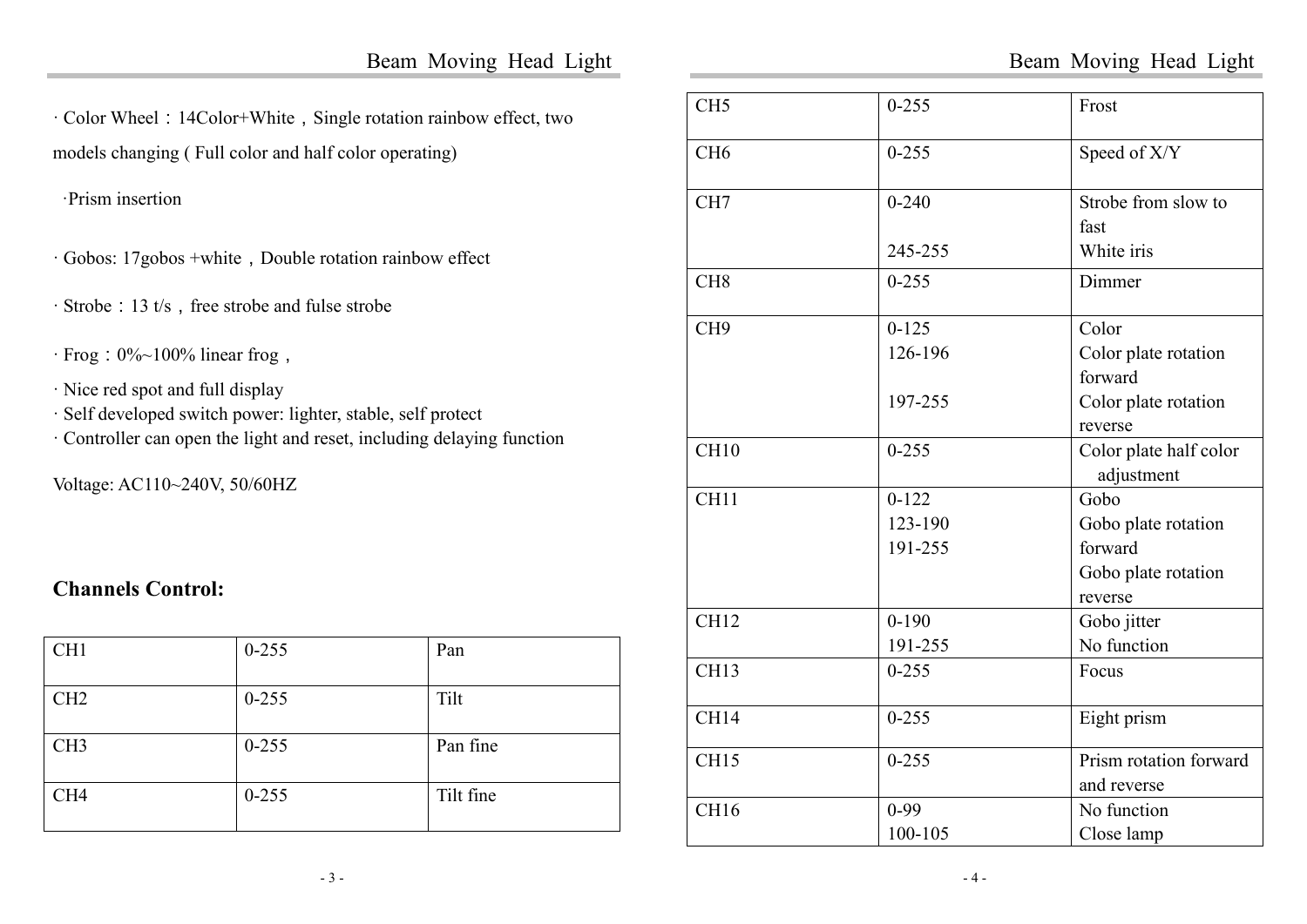· Color Wheel：14Color+White，Single rotation rainbow effect, two models changing ( Full color and half color operating)

·Prism insertion

· Gobos: 17gobos +white，Double rotation rainbow effect

· Strobe：13 t/s，free strobe and fulse strobe

· Frog：0%~100% linear frog，

· Nice red spot and full display
· Self developed switch power: lighter, stable, self protect
· Controller can open the light and reset, including delaying function

Voltage: AC110~240V, 50/60HZ

**Channels Control:**

| | | |
|---|---|---|
| CH1 | 0-255 | Pan |
| CH2 | 0-255 | Tilt |
| CH3 | 0-255 | Pan fine |
| CH4 | 0-255 | Tilt fine |
| CH5 | 0-255 | Frost |
| CH6 | 0-255 | Speed of X/Y |
| CH7 | 0-240<br>245-255 | Strobe from slow to fast<br>White iris |
| CH8 | 0-255 | Dimmer |
| CH9 | 0-125<br>126-196<br>197-255 | Color<br>Color plate rotation forward<br>Color plate rotation reverse |
| CH10 | 0-255 | Color plate half color adjustment |
| CH11 | 0-122<br>123-190<br>191-255 | Gobo<br>Gobo plate rotation forward<br>Gobo plate rotation reverse |
| CH12 | 0-190<br>191-255 | Gobo jitter<br>No function |
| CH13 | 0-255 | Focus |
| CH14 | 0-255 | Eight prism |
| CH15 | 0-255 | Prism rotation forward and reverse |
| CH16 | 0-99<br>100-105 | No function<br>Close lamp |